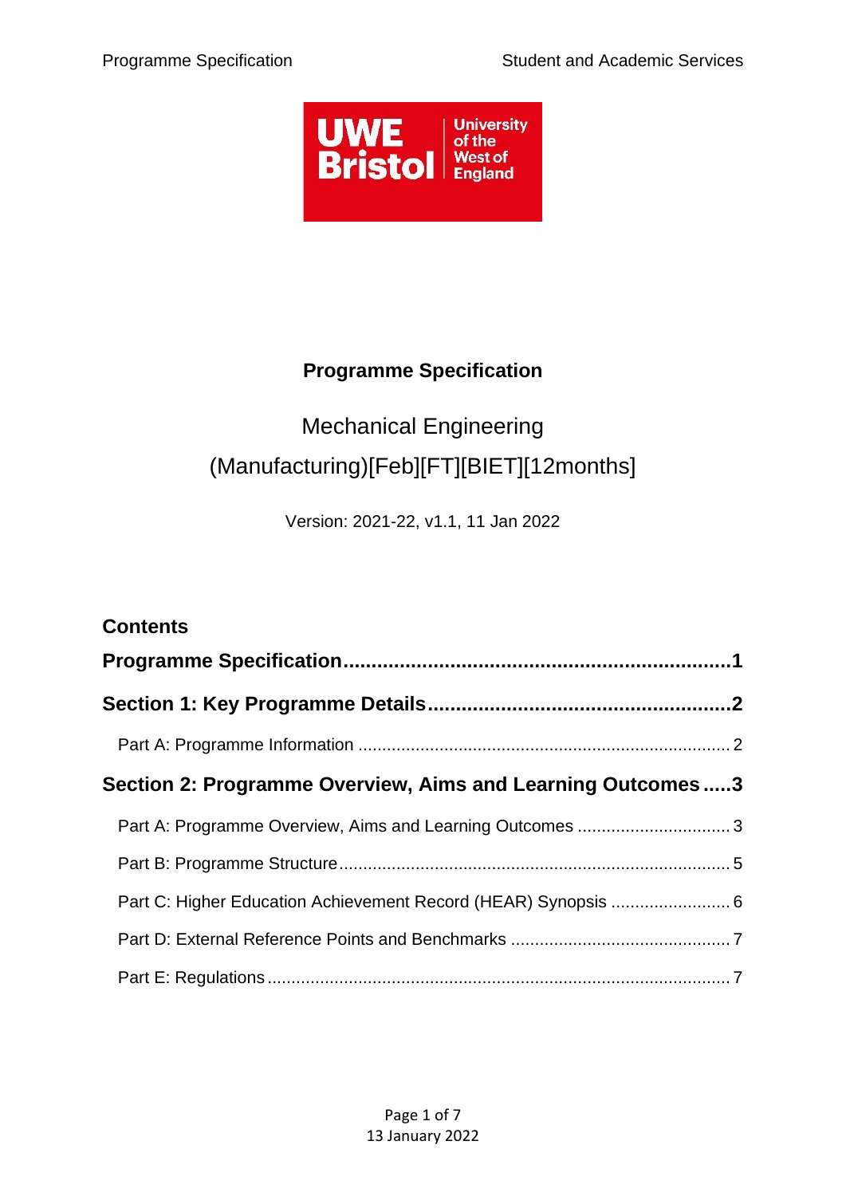# Programme Specification

Mechanical Engineering (Manufacturing)[Feb][FT][BIET][12months]

Version: 2021-22, v1.1, 11 Jan 2022

## Contents

**Programme Specification....................................................................1**

**Section 1: Key Programme Details.....................................................2**

Part A: Programme Information ............................................................................ 2

**Section 2: Programme Overview, Aims and Learning Outcomes .....3**

Part A: Programme Overview, Aims and Learning Outcomes ............................... 3

Part B: Programme Structure................................................................................ 5

Part C: Higher Education Achievement Record (HEAR) Synopsis ........................ 6

Part D: External Reference Points and Benchmarks ............................................. 7

Part E: Regulations ............................................................................................... 7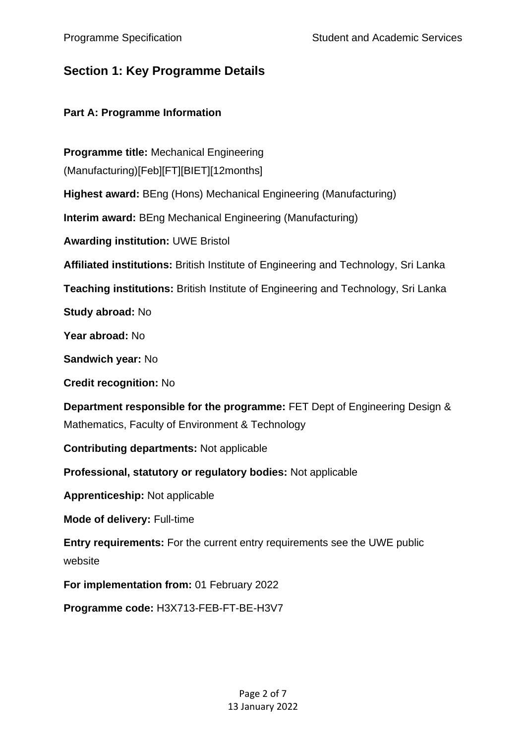## Section 1: Key Programme Details

### Part A: Programme Information

**Programme title:** Mechanical Engineering (Manufacturing)[Feb][FT][BIET][12months]

**Highest award:** BEng (Hons) Mechanical Engineering (Manufacturing)

**Interim award:** BEng Mechanical Engineering (Manufacturing)

**Awarding institution:** UWE Bristol

**Affiliated institutions:** British Institute of Engineering and Technology, Sri Lanka

**Teaching institutions:** British Institute of Engineering and Technology, Sri Lanka

**Study abroad:** No

**Year abroad:** No

**Sandwich year:** No

**Credit recognition:** No

**Department responsible for the programme:** FET Dept of Engineering Design & Mathematics, Faculty of Environment & Technology

**Contributing departments:** Not applicable

**Professional, statutory or regulatory bodies:** Not applicable

**Apprenticeship:** Not applicable

**Mode of delivery:** Full-time

**Entry requirements:** For the current entry requirements see the UWE public website

**For implementation from:** 01 February 2022

**Programme code:** H3X713-FEB-FT-BE-H3V7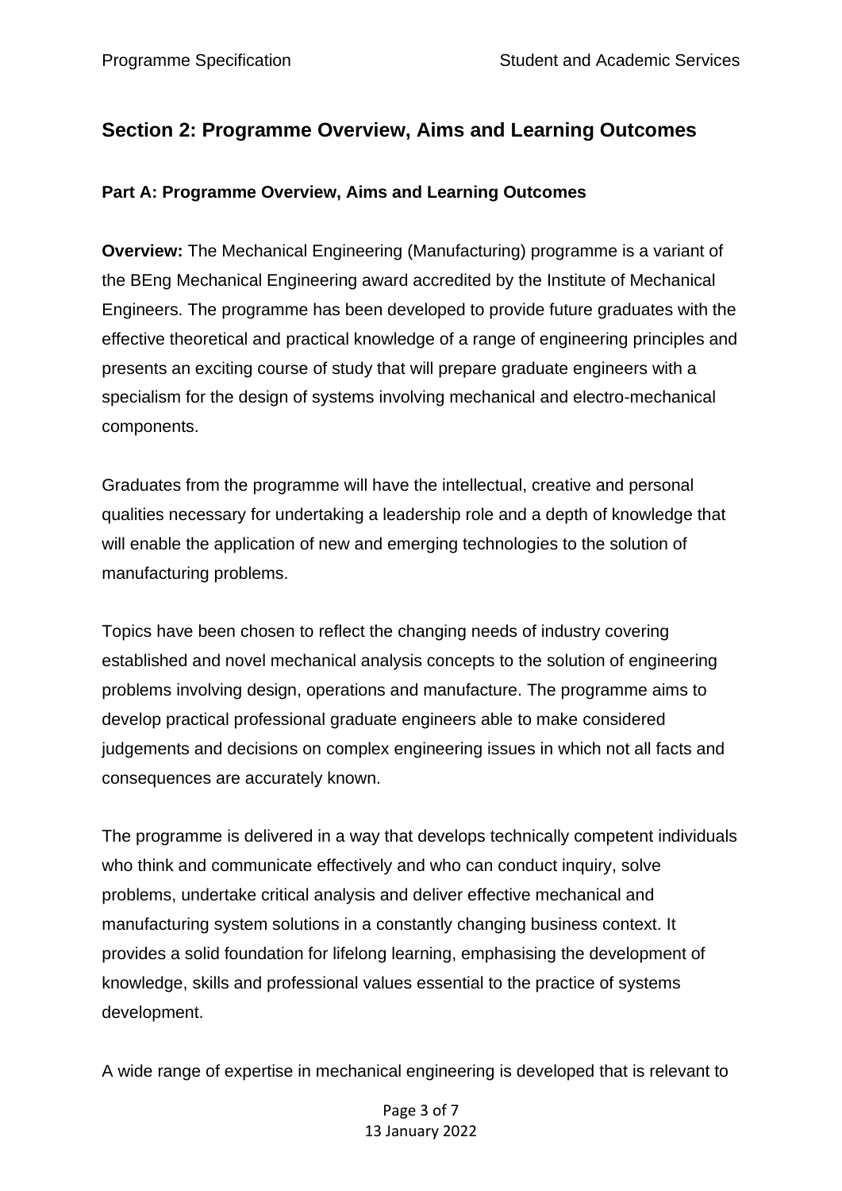## Section 2: Programme Overview, Aims and Learning Outcomes

### Part A: Programme Overview, Aims and Learning Outcomes

**Overview:** The Mechanical Engineering (Manufacturing) programme is a variant of the BEng Mechanical Engineering award accredited by the Institute of Mechanical Engineers. The programme has been developed to provide future graduates with the effective theoretical and practical knowledge of a range of engineering principles and presents an exciting course of study that will prepare graduate engineers with a specialism for the design of systems involving mechanical and electro-mechanical components.

Graduates from the programme will have the intellectual, creative and personal qualities necessary for undertaking a leadership role and a depth of knowledge that will enable the application of new and emerging technologies to the solution of manufacturing problems.

Topics have been chosen to reflect the changing needs of industry covering established and novel mechanical analysis concepts to the solution of engineering problems involving design, operations and manufacture. The programme aims to develop practical professional graduate engineers able to make considered judgements and decisions on complex engineering issues in which not all facts and consequences are accurately known.

The programme is delivered in a way that develops technically competent individuals who think and communicate effectively and who can conduct inquiry, solve problems, undertake critical analysis and deliver effective mechanical and manufacturing system solutions in a constantly changing business context. It provides a solid foundation for lifelong learning, emphasising the development of knowledge, skills and professional values essential to the practice of systems development.

A wide range of expertise in mechanical engineering is developed that is relevant to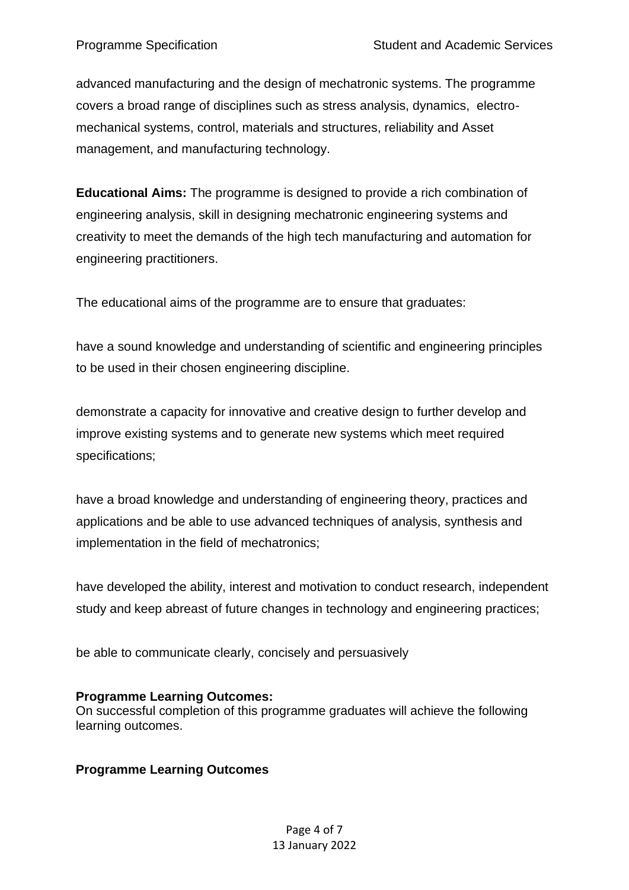advanced manufacturing and the design of mechatronic systems. The programme covers a broad range of disciplines such as stress analysis, dynamics, electro-mechanical systems, control, materials and structures, reliability and Asset management, and manufacturing technology.

**Educational Aims:** The programme is designed to provide a rich combination of engineering analysis, skill in designing mechatronic engineering systems and creativity to meet the demands of the high tech manufacturing and automation for engineering practitioners.

The educational aims of the programme are to ensure that graduates:

have a sound knowledge and understanding of scientific and engineering principles to be used in their chosen engineering discipline.

demonstrate a capacity for innovative and creative design to further develop and improve existing systems and to generate new systems which meet required specifications;

have a broad knowledge and understanding of engineering theory, practices and applications and be able to use advanced techniques of analysis, synthesis and implementation in the field of mechatronics;

have developed the ability, interest and motivation to conduct research, independent study and keep abreast of future changes in technology and engineering practices;

be able to communicate clearly, concisely and persuasively

**Programme Learning Outcomes:**
On successful completion of this programme graduates will achieve the following learning outcomes.

**Programme Learning Outcomes**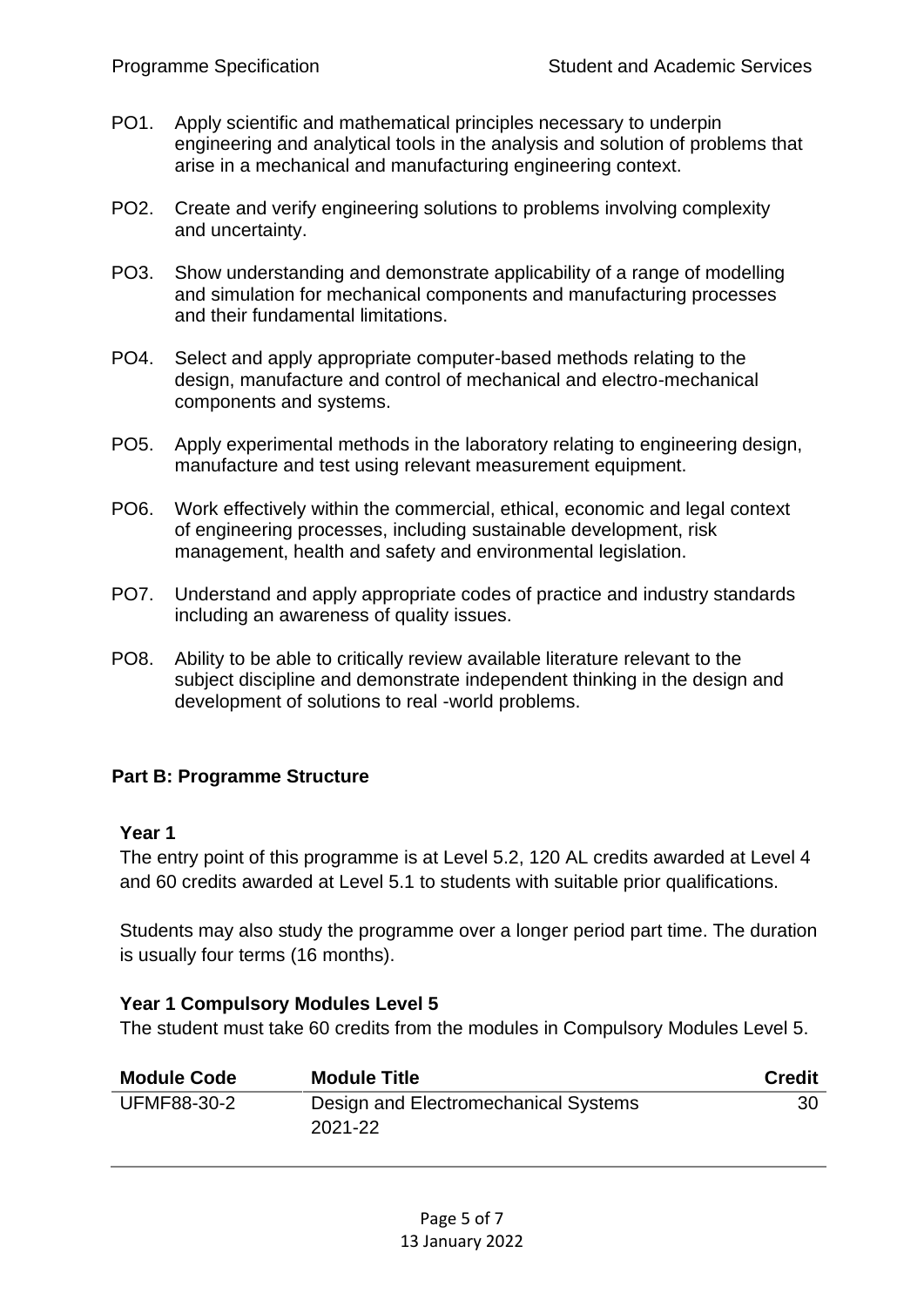PO1. Apply scientific and mathematical principles necessary to underpin engineering and analytical tools in the analysis and solution of problems that arise in a mechanical and manufacturing engineering context.

PO2. Create and verify engineering solutions to problems involving complexity and uncertainty.

PO3. Show understanding and demonstrate applicability of a range of modelling and simulation for mechanical components and manufacturing processes and their fundamental limitations.

PO4. Select and apply appropriate computer-based methods relating to the design, manufacture and control of mechanical and electro-mechanical components and systems.

PO5. Apply experimental methods in the laboratory relating to engineering design, manufacture and test using relevant measurement equipment.

PO6. Work effectively within the commercial, ethical, economic and legal context of engineering processes, including sustainable development, risk management, health and safety and environmental legislation.

PO7. Understand and apply appropriate codes of practice and industry standards including an awareness of quality issues.

PO8. Ability to be able to critically review available literature relevant to the subject discipline and demonstrate independent thinking in the design and development of solutions to real -world problems.

## Part B: Programme Structure

### Year 1

The entry point of this programme is at Level 5.2, 120 AL credits awarded at Level 4 and 60 credits awarded at Level 5.1 to students with suitable prior qualifications.

Students may also study the programme over a longer period part time. The duration is usually four terms (16 months).

### Year 1 Compulsory Modules Level 5

The student must take 60 credits from the modules in Compulsory Modules Level 5.

| Module Code | Module Title | Credit |
|---|---|---|
| UFMF88-30-2 | Design and Electromechanical Systems 2021-22 | 30 |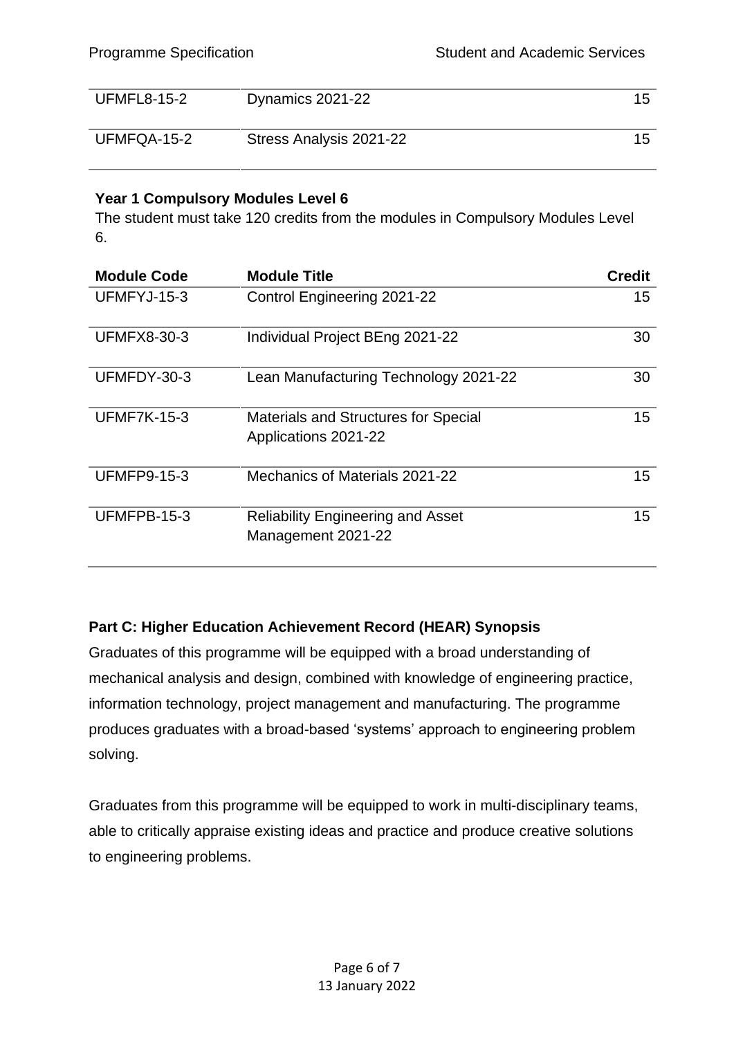| UFMFL8-15-2 | Dynamics 2021-22 | 15 |
|---|---|---|
| UFMFQA-15-2 | Stress Analysis 2021-22 | 15 |

**Year 1 Compulsory Modules Level 6**

The student must take 120 credits from the modules in Compulsory Modules Level 6.

| Module Code | Module Title | Credit |
|---|---|---|
| UFMFYJ-15-3 | Control Engineering 2021-22 | 15 |
| UFMFX8-30-3 | Individual Project BEng 2021-22 | 30 |
| UFMFDY-30-3 | Lean Manufacturing Technology 2021-22 | 30 |
| UFMF7K-15-3 | Materials and Structures for Special Applications 2021-22 | 15 |
| UFMFP9-15-3 | Mechanics of Materials 2021-22 | 15 |
| UFMFPB-15-3 | Reliability Engineering and Asset Management 2021-22 | 15 |

**Part C: Higher Education Achievement Record (HEAR) Synopsis**

Graduates of this programme will be equipped with a broad understanding of mechanical analysis and design, combined with knowledge of engineering practice, information technology, project management and manufacturing. The programme produces graduates with a broad-based 'systems' approach to engineering problem solving.

Graduates from this programme will be equipped to work in multi-disciplinary teams, able to critically appraise existing ideas and practice and produce creative solutions to engineering problems.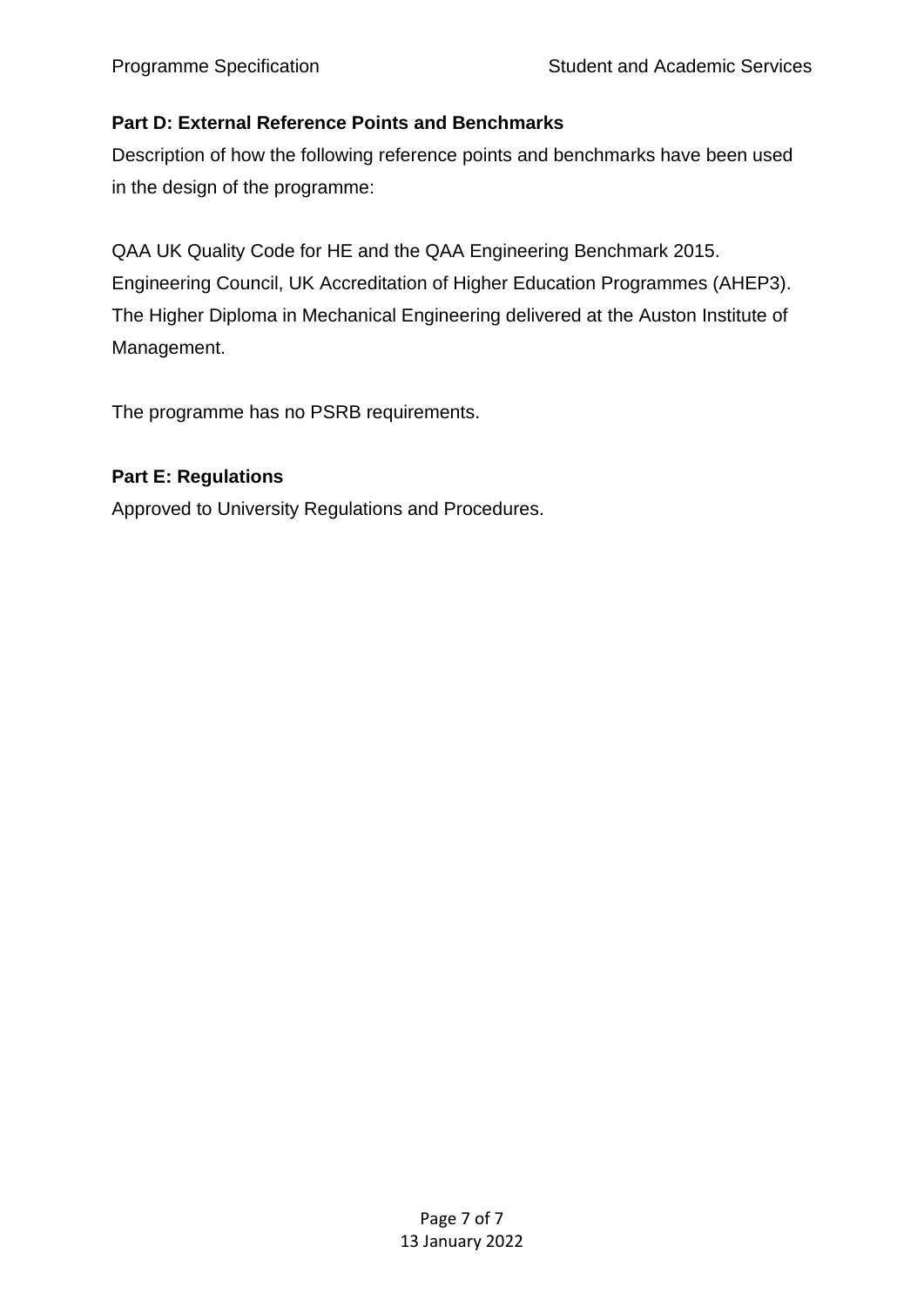**Part D: External Reference Points and Benchmarks**

Description of how the following reference points and benchmarks have been used in the design of the programme:

QAA UK Quality Code for HE and the QAA Engineering Benchmark 2015.
Engineering Council, UK Accreditation of Higher Education Programmes (AHEP3).
The Higher Diploma in Mechanical Engineering delivered at the Auston Institute of Management.

The programme has no PSRB requirements.

**Part E: Regulations**

Approved to University Regulations and Procedures.